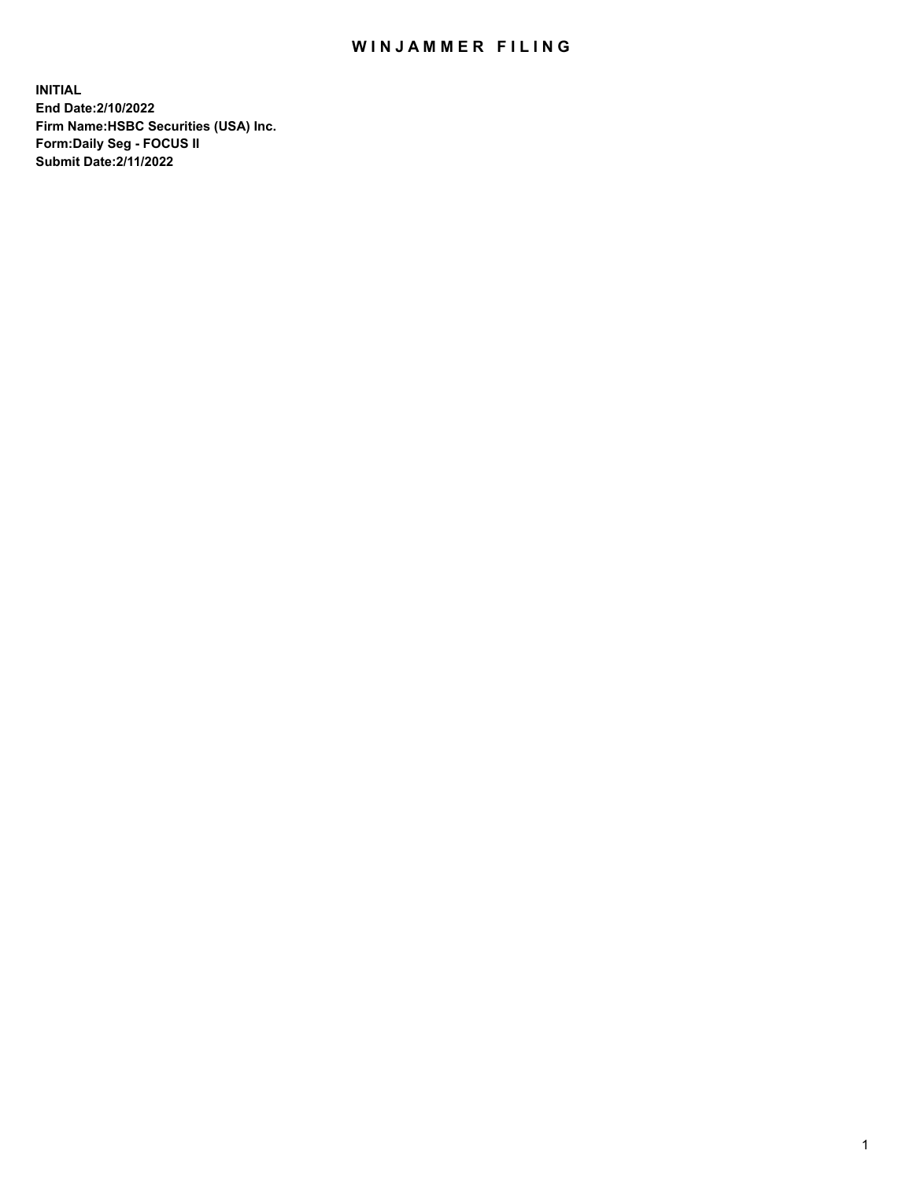# WINJAMMER FILING

**INITIAL**
**End Date:2/10/2022**
**Firm Name:HSBC Securities (USA) Inc.**
**Form:Daily Seg - FOCUS II**
**Submit Date:2/11/2022**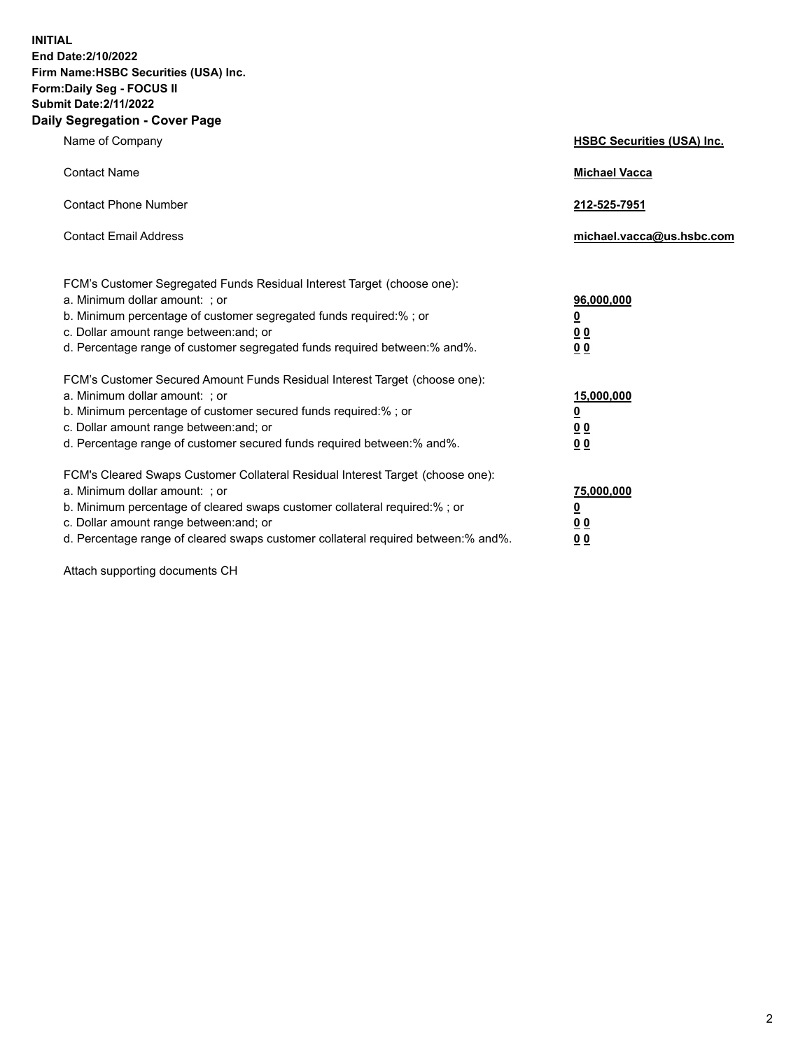**INITIAL**
**End Date:2/10/2022**
**Firm Name:HSBC Securities (USA) Inc.**
**Form:Daily Seg - FOCUS II**
**Submit Date:2/11/2022**

## Daily Segregation - Cover Page

| | |
|---|---|
| Name of Company | **HSBC Securities (USA) Inc.** |
| Contact Name | **Michael Vacca** |
| Contact Phone Number | **212-525-7951** |
| Contact Email Address | **michael.vacca@us.hsbc.com** |
| FCM's Customer Segregated Funds Residual Interest Target (choose one): | |
| a. Minimum dollar amount: ; or | **96,000,000** |
| b. Minimum percentage of customer segregated funds required:% ; or | **0** |
| c. Dollar amount range between:and; or | **0 0** |
| d. Percentage range of customer segregated funds required between:% and%. | **0 0** |
| FCM's Customer Secured Amount Funds Residual Interest Target (choose one): | |
| a. Minimum dollar amount: ; or | **15,000,000** |
| b. Minimum percentage of customer secured funds required:% ; or | **0** |
| c. Dollar amount range between:and; or | **0 0** |
| d. Percentage range of customer secured funds required between:% and%. | **0 0** |
| FCM's Cleared Swaps Customer Collateral Residual Interest Target (choose one): | |
| a. Minimum dollar amount: ; or | **75,000,000** |
| b. Minimum percentage of cleared swaps customer collateral required:% ; or | **0** |
| c. Dollar amount range between:and; or | **0 0** |
| d. Percentage range of cleared swaps customer collateral required between:% and%. | **0 0** |

Attach supporting documents CH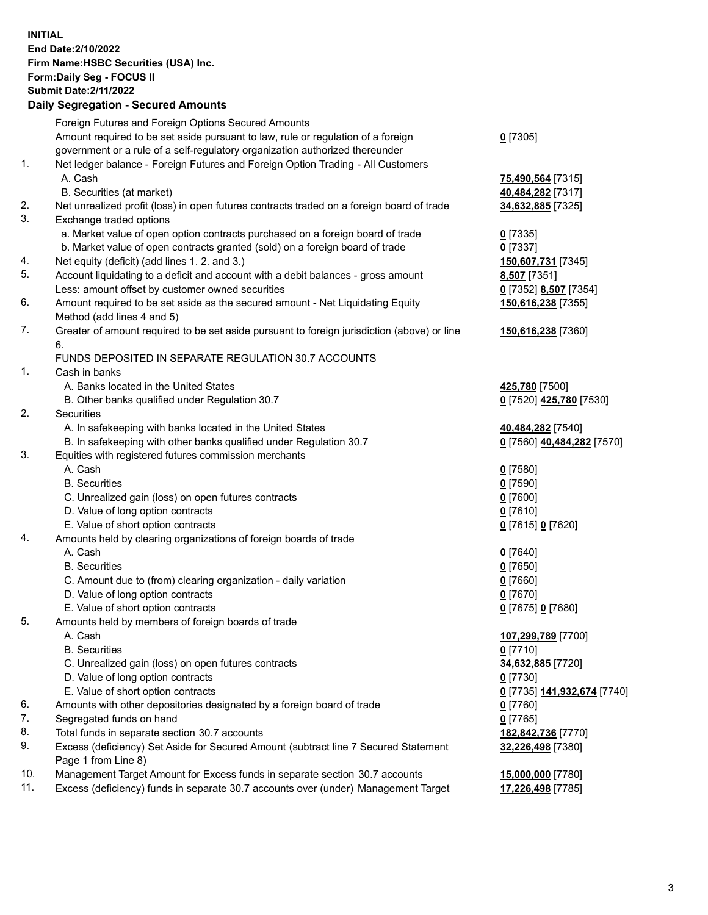**INITIAL**
**End Date:2/10/2022**
**Firm Name:HSBC Securities (USA) Inc.**
**Form:Daily Seg - FOCUS II**
**Submit Date:2/11/2022**

## Daily Segregation - Secured Amounts

| | | |
|---|---|---|
| | Foreign Futures and Foreign Options Secured Amounts | |
| | Amount required to be set aside pursuant to law, rule or regulation of a foreign government or a rule of a self-regulatory organization authorized thereunder | **0** [7305] |
| 1. | Net ledger balance - Foreign Futures and Foreign Option Trading - All Customers | |
| | A. Cash | **75,490,564** [7315] |
| | B. Securities (at market) | **40,484,282** [7317] |
| 2. | Net unrealized profit (loss) in open futures contracts traded on a foreign board of trade | **34,632,885** [7325] |
| 3. | Exchange traded options | |
| | a. Market value of open option contracts purchased on a foreign board of trade | **0** [7335] |
| | b. Market value of open contracts granted (sold) on a foreign board of trade | **0** [7337] |
| 4. | Net equity (deficit) (add lines 1. 2. and 3.) | **150,607,731** [7345] |
| 5. | Account liquidating to a deficit and account with a debit balances - gross amount | **8,507** [7351] |
| | Less: amount offset by customer owned securities | **0** [7352] **8,507** [7354] |
| 6. | Amount required to be set aside as the secured amount - Net Liquidating Equity Method (add lines 4 and 5) | **150,616,238** [7355] |
| 7. | Greater of amount required to be set aside pursuant to foreign jurisdiction (above) or line 6. | **150,616,238** [7360] |
| | FUNDS DEPOSITED IN SEPARATE REGULATION 30.7 ACCOUNTS | |
| 1. | Cash in banks | |
| | A. Banks located in the United States | **425,780** [7500] |
| | B. Other banks qualified under Regulation 30.7 | **0** [7520] **425,780** [7530] |
| 2. | Securities | |
| | A. In safekeeping with banks located in the United States | **40,484,282** [7540] |
| | B. In safekeeping with other banks qualified under Regulation 30.7 | **0** [7560] **40,484,282** [7570] |
| 3. | Equities with registered futures commission merchants | |
| | A. Cash | **0** [7580] |
| | B. Securities | **0** [7590] |
| | C. Unrealized gain (loss) on open futures contracts | **0** [7600] |
| | D. Value of long option contracts | **0** [7610] |
| | E. Value of short option contracts | **0** [7615] **0** [7620] |
| 4. | Amounts held by clearing organizations of foreign boards of trade | |
| | A. Cash | **0** [7640] |
| | B. Securities | **0** [7650] |
| | C. Amount due to (from) clearing organization - daily variation | **0** [7660] |
| | D. Value of long option contracts | **0** [7670] |
| | E. Value of short option contracts | **0** [7675] **0** [7680] |
| 5. | Amounts held by members of foreign boards of trade | |
| | A. Cash | **107,299,789** [7700] |
| | B. Securities | **0** [7710] |
| | C. Unrealized gain (loss) on open futures contracts | **34,632,885** [7720] |
| | D. Value of long option contracts | **0** [7730] |
| | E. Value of short option contracts | **0** [7735] **141,932,674** [7740] |
| 6. | Amounts with other depositories designated by a foreign board of trade | **0** [7760] |
| 7. | Segregated funds on hand | **0** [7765] |
| 8. | Total funds in separate section 30.7 accounts | **182,842,736** [7770] |
| 9. | Excess (deficiency) Set Aside for Secured Amount (subtract line 7 Secured Statement Page 1 from Line 8) | **32,226,498** [7380] |
| 10. | Management Target Amount for Excess funds in separate section 30.7 accounts | **15,000,000** [7780] |
| 11. | Excess (deficiency) funds in separate 30.7 accounts over (under) Management Target | **17,226,498** [7785] |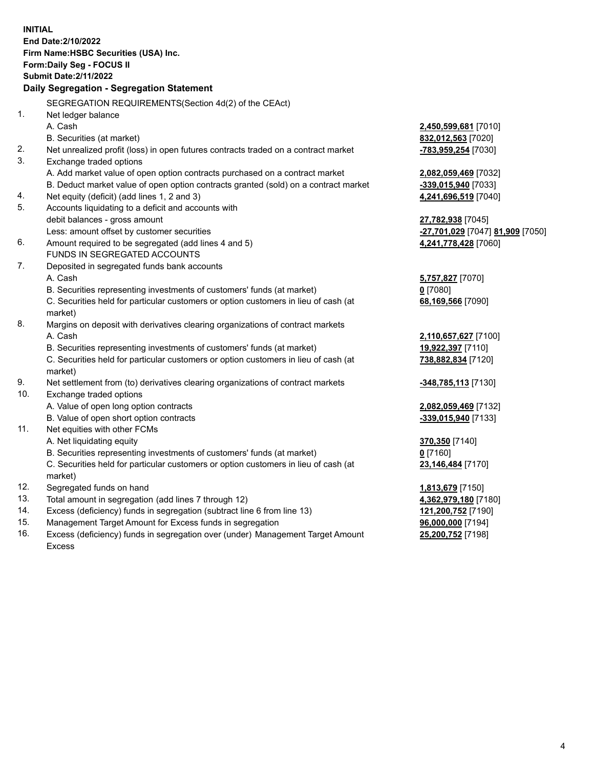**INITIAL**
**End Date:2/10/2022**
**Firm Name:HSBC Securities (USA) Inc.**
**Form:Daily Seg - FOCUS II**
**Submit Date:2/11/2022**

## Daily Segregation - Segregation Statement

SEGREGATION REQUIREMENTS(Section 4d(2) of the CEAct)

| | | |
|---|---|---|
| 1. | Net ledger balance | |
| | A. Cash | **2,450,599,681** [7010] |
| | B. Securities (at market) | **832,012,563** [7020] |
| 2. | Net unrealized profit (loss) in open futures contracts traded on a contract market | **-783,959,254** [7030] |
| 3. | Exchange traded options | |
| | A. Add market value of open option contracts purchased on a contract market | **2,082,059,469** [7032] |
| | B. Deduct market value of open option contracts granted (sold) on a contract market | **-339,015,940** [7033] |
| 4. | Net equity (deficit) (add lines 1, 2 and 3) | **4,241,696,519** [7040] |
| 5. | Accounts liquidating to a deficit and accounts with debit balances - gross amount | **27,782,938** [7045] |
| | Less: amount offset by customer securities | **-27,701,029** [7047] **81,909** [7050] |
| 6. | Amount required to be segregated (add lines 4 and 5) | **4,241,778,428** [7060] |
| | FUNDS IN SEGREGATED ACCOUNTS | |
| 7. | Deposited in segregated funds bank accounts | |
| | A. Cash | **5,757,827** [7070] |
| | B. Securities representing investments of customers' funds (at market) | **0** [7080] |
| | C. Securities held for particular customers or option customers in lieu of cash (at market) | **68,169,566** [7090] |
| 8. | Margins on deposit with derivatives clearing organizations of contract markets | |
| | A. Cash | **2,110,657,627** [7100] |
| | B. Securities representing investments of customers' funds (at market) | **19,922,397** [7110] |
| | C. Securities held for particular customers or option customers in lieu of cash (at market) | **738,882,834** [7120] |
| 9. | Net settlement from (to) derivatives clearing organizations of contract markets | **-348,785,113** [7130] |
| 10. | Exchange traded options | |
| | A. Value of open long option contracts | **2,082,059,469** [7132] |
| | B. Value of open short option contracts | **-339,015,940** [7133] |
| 11. | Net equities with other FCMs | |
| | A. Net liquidating equity | **370,350** [7140] |
| | B. Securities representing investments of customers' funds (at market) | **0** [7160] |
| | C. Securities held for particular customers or option customers in lieu of cash (at market) | **23,146,484** [7170] |
| 12. | Segregated funds on hand | **1,813,679** [7150] |
| 13. | Total amount in segregation (add lines 7 through 12) | **4,362,979,180** [7180] |
| 14. | Excess (deficiency) funds in segregation (subtract line 6 from line 13) | **121,200,752** [7190] |
| 15. | Management Target Amount for Excess funds in segregation | **96,000,000** [7194] |
| 16. | Excess (deficiency) funds in segregation over (under) Management Target Amount Excess | **25,200,752** [7198] |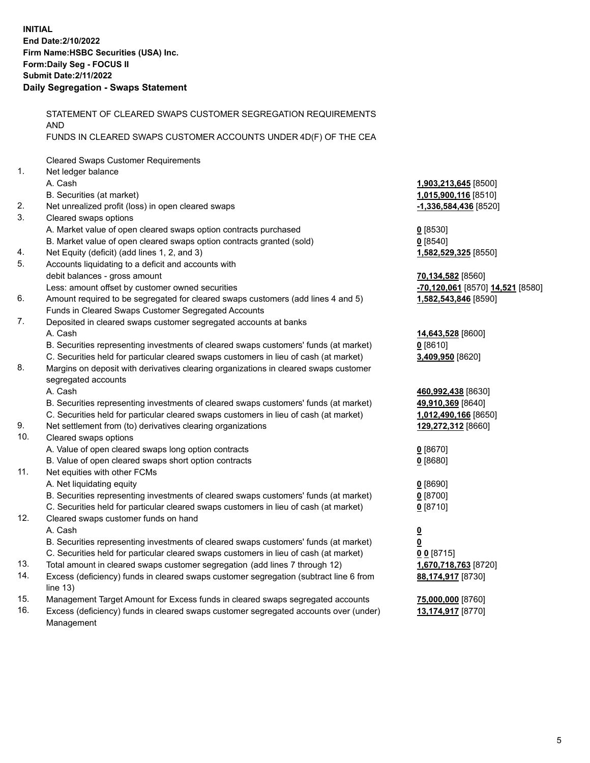**INITIAL**
**End Date:2/10/2022**
**Firm Name:HSBC Securities (USA) Inc.**
**Form:Daily Seg - FOCUS II**
**Submit Date:2/11/2022**
**Daily Segregation - Swaps Statement**

STATEMENT OF CLEARED SWAPS CUSTOMER SEGREGATION REQUIREMENTS AND
FUNDS IN CLEARED SWAPS CUSTOMER ACCOUNTS UNDER 4D(F) OF THE CEA

| | | |
|---|---|---|
| | Cleared Swaps Customer Requirements | |
| 1. | Net ledger balance | |
| | A. Cash | **1,903,213,645** [8500] |
| | B. Securities (at market) | **1,015,900,116** [8510] |
| 2. | Net unrealized profit (loss) in open cleared swaps | **-1,336,584,436** [8520] |
| 3. | Cleared swaps options | |
| | A. Market value of open cleared swaps option contracts purchased | **0** [8530] |
| | B. Market value of open cleared swaps option contracts granted (sold) | **0** [8540] |
| 4. | Net Equity (deficit) (add lines 1, 2, and 3) | **1,582,529,325** [8550] |
| 5. | Accounts liquidating to a deficit and accounts with | |
| | debit balances - gross amount | **70,134,582** [8560] |
| | Less: amount offset by customer owned securities | **-70,120,061** [8570] **14,521** [8580] |
| 6. | Amount required to be segregated for cleared swaps customers (add lines 4 and 5) | **1,582,543,846** [8590] |
| | Funds in Cleared Swaps Customer Segregated Accounts | |
| 7. | Deposited in cleared swaps customer segregated accounts at banks | |
| | A. Cash | **14,643,528** [8600] |
| | B. Securities representing investments of cleared swaps customers' funds (at market) | **0** [8610] |
| | C. Securities held for particular cleared swaps customers in lieu of cash (at market) | **3,409,950** [8620] |
| 8. | Margins on deposit with derivatives clearing organizations in cleared swaps customer segregated accounts | |
| | A. Cash | **460,992,438** [8630] |
| | B. Securities representing investments of cleared swaps customers' funds (at market) | **49,910,369** [8640] |
| | C. Securities held for particular cleared swaps customers in lieu of cash (at market) | **1,012,490,166** [8650] |
| 9. | Net settlement from (to) derivatives clearing organizations | **129,272,312** [8660] |
| 10. | Cleared swaps options | |
| | A. Value of open cleared swaps long option contracts | **0** [8670] |
| | B. Value of open cleared swaps short option contracts | **0** [8680] |
| 11. | Net equities with other FCMs | |
| | A. Net liquidating equity | **0** [8690] |
| | B. Securities representing investments of cleared swaps customers' funds (at market) | **0** [8700] |
| | C. Securities held for particular cleared swaps customers in lieu of cash (at market) | **0** [8710] |
| 12. | Cleared swaps customer funds on hand | |
| | A. Cash | **0** |
| | B. Securities representing investments of cleared swaps customers' funds (at market) | **0** |
| | C. Securities held for particular cleared swaps customers in lieu of cash (at market) | **0** **0** [8715] |
| 13. | Total amount in cleared swaps customer segregation (add lines 7 through 12) | **1,670,718,763** [8720] |
| 14. | Excess (deficiency) funds in cleared swaps customer segregation (subtract line 6 from line 13) | **88,174,917** [8730] |
| 15. | Management Target Amount for Excess funds in cleared swaps segregated accounts | **75,000,000** [8760] |
| 16. | Excess (deficiency) funds in cleared swaps customer segregated accounts over (under) Management | **13,174,917** [8770] |